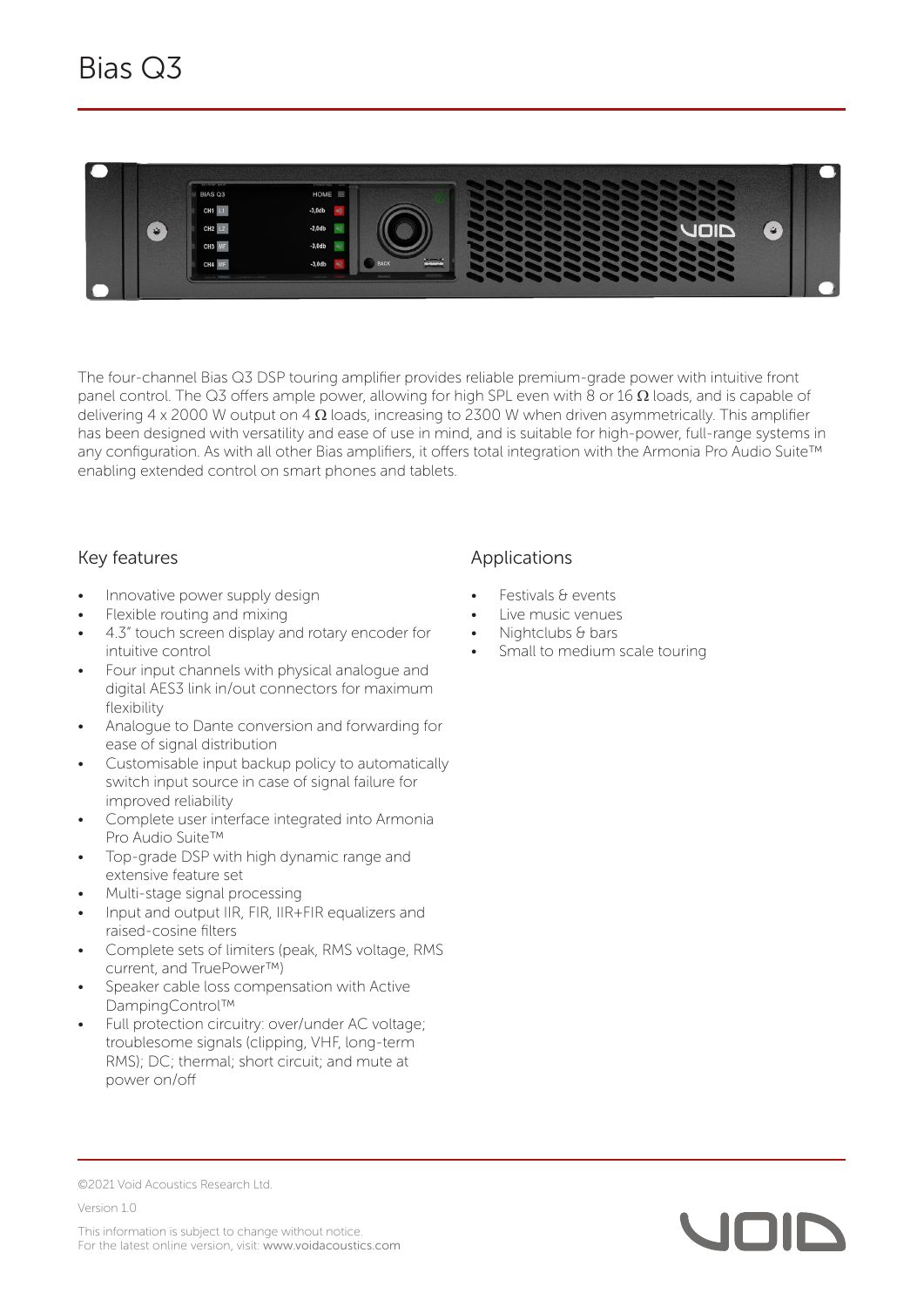# Bias Q3

The four-channel Bias Q3 DSP touring amplifier provides reliable premium-grade power with intuitive front panel control. The Q3 offers ample power, allowing for high SPL even with 8 or 16 Ω loads, and is capable of delivering 4 x 2000 W output on 4 Ω loads, increasing to 2300 W when driven asymmetrically. This amplifier has been designed with versatility and ease of use in mind, and is suitable for high-power, full-range systems in any configuration. As with all other Bias amplifiers, it offers total integration with the Armonia Pro Audio Suite™ enabling extended control on smart phones and tablets.

## Key features

- Innovative power supply design
- Flexible routing and mixing
- 4.3" touch screen display and rotary encoder for intuitive control
- Four input channels with physical analogue and digital AES3 link in/out connectors for maximum flexibility
- Analogue to Dante conversion and forwarding for ease of signal distribution
- Customisable input backup policy to automatically switch input source in case of signal failure for improved reliability
- Complete user interface integrated into Armonia Pro Audio Suite™
- Top-grade DSP with high dynamic range and extensive feature set
- Multi-stage signal processing
- Input and output IIR, FIR, IIR+FIR equalizers and raised-cosine filters
- Complete sets of limiters (peak, RMS voltage, RMS current, and TruePower™)
- Speaker cable loss compensation with Active DampingControl™
- Full protection circuitry: over/under AC voltage; troublesome signals (clipping, VHF, long-term RMS); DC; thermal; short circuit; and mute at power on/off

## Applications

- Festivals & events
- Live music venues
- Nightclubs & bars
- Small to medium scale touring

©2021 Void Acoustics Research Ltd.

Version 1.0

This information is subject to change without notice.
For the latest online version, visit: www.voidacoustics.com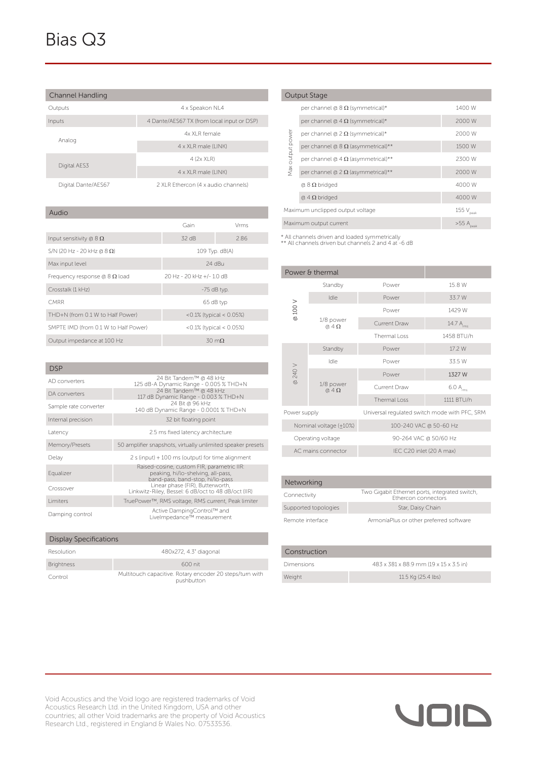# Bias Q3

## Channel Handling

| | |
|---|---|
| Outputs | 4 x Speakon NL4 |
| Inputs | 4 Dante/AES67 TX (from local input or DSP) |
| Analog | 4x XLR female |
| | 4 x XLR male (LINK) |
| Digital AES3 | 4 (2x XLR) |
| | 4 x XLR male (LINK) |
| Digital Dante/AES67 | 2 XLR Ethercon (4 x audio channels) |

## Audio

| | Gain | Vrms |
|---|---|---|
| Input sensitivity @ 8 Ω | 32 dB | 2.86 |
| S/N (20 Hz - 20 kHz @ 8 Ω) | 109 Typ. dB(A) | |
| Max input level | 24 dBu | |
| Frequency response @ 8 Ω load | 20 Hz - 20 kHz +/- 1.0 dB | |
| Crosstalk (1 kHz) | -75 dB typ. | |
| CMRR | 65 dB typ | |
| THD+N (from 0.1 W to Half Power) | <0.1% (typical < 0.05%) | |
| SMPTE IMD (from 0.1 W to Half Power) | <0.1% (typical < 0.05%) | |
| Output impedance at 100 Hz | 30 mΩ | |

## DSP

| | |
|---|---|
| AD converters | 24 Bit Tandem™ @ 48 kHz 125 dB-A Dynamic Range - 0.005 % THD+N |
| DA converters | 24 Bit Tandem™ @ 48 kHz 117 dB Dynamic Range - 0.003 % THD+N |
| Sample rate converter | 24 Bit @ 96 kHz 140 dB Dynamic Range - 0.0001 % THD+N |
| Internal precision | 32 bit floating point |
| Latency | 2.5 ms fixed latency architecture |
| Memory/Presets | 50 amplifier snapshots, virtually unlimited speaker presets |
| Delay | 2 s (input) + 100 ms (output) for time alignment |
| Equalizer | Raised-cosine, custom FIR, parametric IIR: peaking, hi/lo-shelving, all-pass, band-pass, band-stop, hi/lo-pass |
| Crossover | Linear phase (FIR), Butterworth, Linkwitz-Riley, Bessel: 6 dB/oct to 48 dB/oct (IIR) |
| Limiters | TruePower™, RMS voltage, RMS current, Peak limiter |
| Damping control | Active DampingControl™ and LiveImpedance™ measurement |

## Display Specifications

| | |
|---|---|
| Resolution | 480x272, 4.3" diagonal |
| Brightness | 600 nit |
| Control | Multitouch capacitive. Rotary encoder 20 steps/turn with pushbutton |

## Output Stage

| | | |
|---|---|---|
| Max output power | per channel @ 8 Ω (symmetrical)* | 1400 W |
| | per channel @ 4 Ω (symmetrical)* | 2000 W |
| | per channel @ 2 Ω (symmetrical)* | 2000 W |
| | per channel @ 8 Ω (asymmetrical)** | 1500 W |
| | per channel @ 4 Ω (asymmetrical)** | 2300 W |
| | per channel @ 2 Ω (asymmetrical)** | 2000 W |
| | @ 8 Ω bridged | 4000 W |
| | @ 4 Ω bridged | 4000 W |
| Maximum unclipped output voltage | | 155 $V_{peak}$ |
| Maximum output current | | >55 $A_{peak}$ |

* All channels driven and loaded symmetrically
** All channels driven but channels 2 and 4 at -6 dB

## Power & thermal

| | | | |
|---|---|---|---|
| @ 100 V | Standby | Power | 15.8 W |
| | Idle | Power | 33.7 W |
| | 1/8 power @ 4 Ω | Power | 1429 W |
| | | Current Draw | 14.7 $A_{rms}$ |
| | | Thermal Loss | 1458 BTU/h |
| @ 240 V | Standby | Power | 17.2 W |
| | Idle | Power | 33.5 W |
| | 1/8 power @ 4 Ω | Power | 1327 W |
| | | Current Draw | 6.0 $A_{rms}$ |
| | | Thermal Loss | 1111 BTU/h |
| Power supply | | Universal regulated switch mode with PFC, SRM | |
| Nominal voltage (±10%) | | 100-240 VAC @ 50-60 Hz | |
| Operating voltage | | 90-264 VAC @ 50/60 Hz | |
| AC mains connector | | IEC C20 inlet (20 A max) | |

## Networking

| | |
|---|---|
| Connectivity | Two Gigabit Ethernet ports, integrated switch, Ethercon connectors |
| Supported topologies | Star, Daisy Chain |
| Remote interface | ArmoniaPlus or other preferred software |

## Construction

| | |
|---|---|
| Dimensions | 483 x 381 x 88.9 mm (19 x 15 x 3.5 in) |
| Weight | 11.5 Kg (25.4 lbs) |

Void Acoustics and the Void logo are registered trademarks of Void Acoustics Research Ltd. in the United Kingdom, USA and other countries; all other Void trademarks are the property of Void Acoustics Research Ltd., registered in England & Wales No. 07533536.

VOID